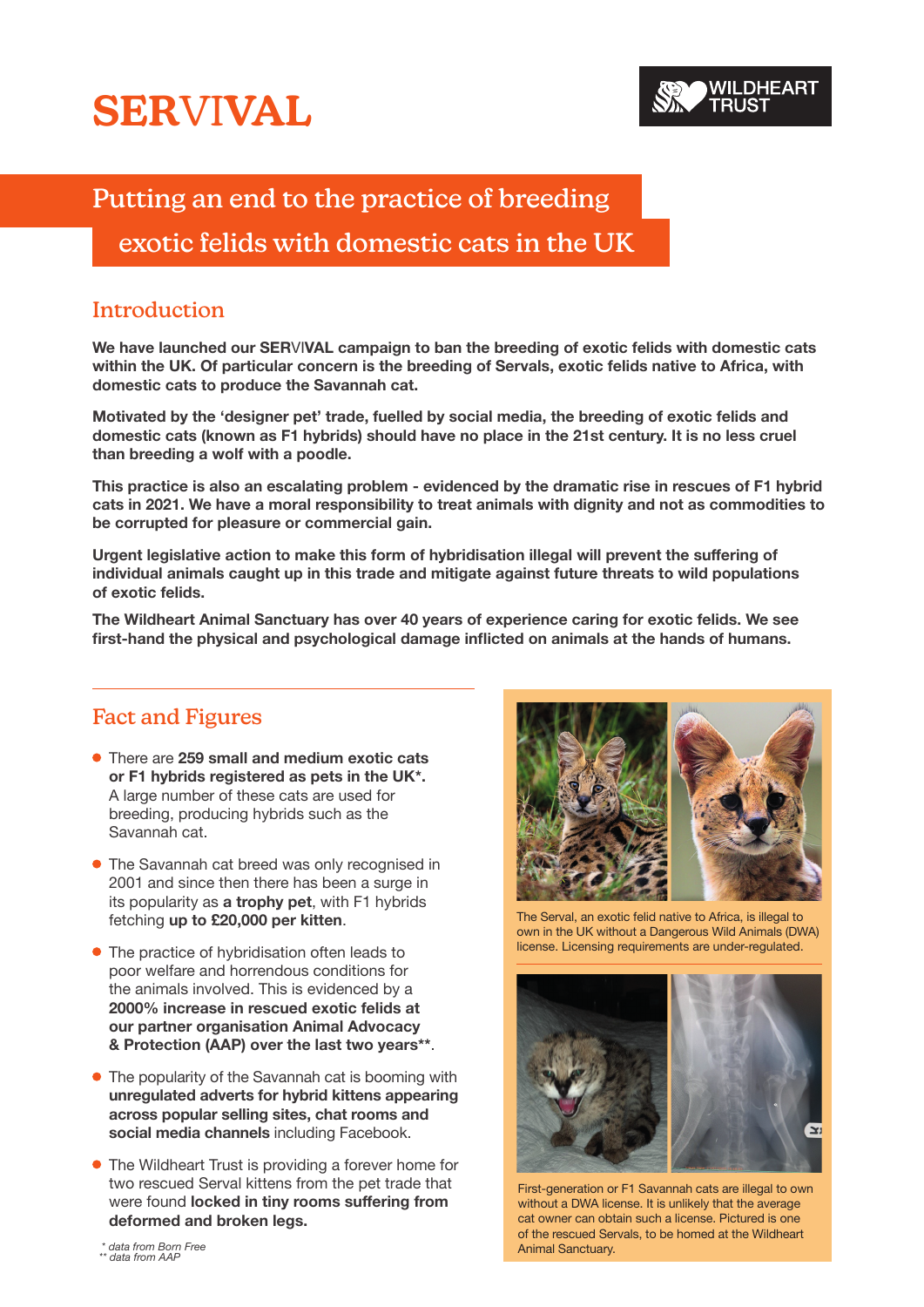# SERVIVAL

WILDHEART TRUST

## Putting an end to the practice of breeding exotic felids with domestic cats in the UK

## Introduction

**We have launched our SERVIVAL campaign to ban the breeding of exotic felids with domestic cats within the UK. Of particular concern is the breeding of Servals, exotic felids native to Africa, with domestic cats to produce the Savannah cat.**

**Motivated by the 'designer pet' trade, fuelled by social media, the breeding of exotic felids and domestic cats (known as F1 hybrids) should have no place in the 21st century. It is no less cruel than breeding a wolf with a poodle.**

**This practice is also an escalating problem - evidenced by the dramatic rise in rescues of F1 hybrid cats in 2021. We have a moral responsibility to treat animals with dignity and not as commodities to be corrupted for pleasure or commercial gain.**

**Urgent legislative action to make this form of hybridisation illegal will prevent the suffering of individual animals caught up in this trade and mitigate against future threats to wild populations of exotic felids.**

**The Wildheart Animal Sanctuary has over 40 years of experience caring for exotic felids. We see first-hand the physical and psychological damage inflicted on animals at the hands of humans.**

## Fact and Figures

- There are **259 small and medium exotic cats or F1 hybrids registered as pets in the UK***. A large number of these cats are used for breeding, producing hybrids such as the Savannah cat.
- The Savannah cat breed was only recognised in 2001 and since then there has been a surge in its popularity as **a trophy pet**, with F1 hybrids fetching **up to £20,000 per kitten**.
- The practice of hybridisation often leads to poor welfare and horrendous conditions for the animals involved. This is evidenced by a **2000% increase in rescued exotic felids at our partner organisation Animal Advocacy & Protection (AAP) over the last two years****.
- The popularity of the Savannah cat is booming with **unregulated adverts for hybrid kittens appearing across popular selling sites, chat rooms and social media channels** including Facebook.
- The Wildheart Trust is providing a forever home for two rescued Serval kittens from the pet trade that were found **locked in tiny rooms suffering from deformed and broken legs.**

*\* data from Born Free*
*\*\* data from AAP*

The Serval, an exotic felid native to Africa, is illegal to own in the UK without a Dangerous Wild Animals (DWA) license. Licensing requirements are under-regulated.

First-generation or F1 Savannah cats are illegal to own without a DWA license. It is unlikely that the average cat owner can obtain such a license. Pictured is one of the rescued Servals, to be homed at the Wildheart Animal Sanctuary.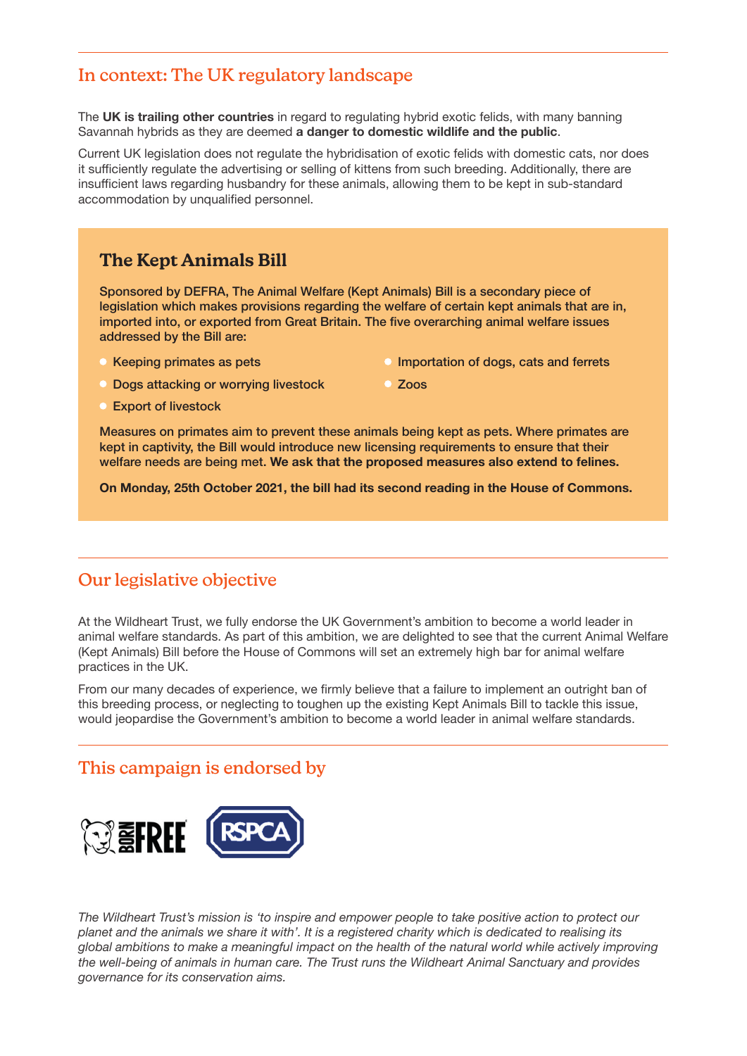## In context: The UK regulatory landscape

The **UK is trailing other countries** in regard to regulating hybrid exotic felids, with many banning Savannah hybrids as they are deemed **a danger to domestic wildlife and the public**.

Current UK legislation does not regulate the hybridisation of exotic felids with domestic cats, nor does it sufficiently regulate the advertising or selling of kittens from such breeding. Additionally, there are insufficient laws regarding husbandry for these animals, allowing them to be kept in sub-standard accommodation by unqualified personnel.

### The Kept Animals Bill

**Sponsored by DEFRA, The Animal Welfare (Kept Animals) Bill is a secondary piece of legislation which makes provisions regarding the welfare of certain kept animals that are in, imported into, or exported from Great Britain. The five overarching animal welfare issues addressed by the Bill are:**

- **Keeping primates as pets**
- **Dogs attacking or worrying livestock**
- **Export of livestock**
- **Importation of dogs, cats and ferrets**
- **Zoos**

**Measures on primates aim to prevent these animals being kept as pets. Where primates are kept in captivity, the Bill would introduce new licensing requirements to ensure that their welfare needs are being met. We ask that the proposed measures also extend to felines.**

**On Monday, 25th October 2021, the bill had its second reading in the House of Commons.**

## Our legislative objective

At the Wildheart Trust, we fully endorse the UK Government's ambition to become a world leader in animal welfare standards. As part of this ambition, we are delighted to see that the current Animal Welfare (Kept Animals) Bill before the House of Commons will set an extremely high bar for animal welfare practices in the UK.

From our many decades of experience, we firmly believe that a failure to implement an outright ban of this breeding process, or neglecting to toughen up the existing Kept Animals Bill to tackle this issue, would jeopardise the Government's ambition to become a world leader in animal welfare standards.

## This campaign is endorsed by

BORN FREE

RSPCA

*The Wildheart Trust's mission is 'to inspire and empower people to take positive action to protect our planet and the animals we share it with'. It is a registered charity which is dedicated to realising its global ambitions to make a meaningful impact on the health of the natural world while actively improving the well-being of animals in human care. The Trust runs the Wildheart Animal Sanctuary and provides governance for its conservation aims.*